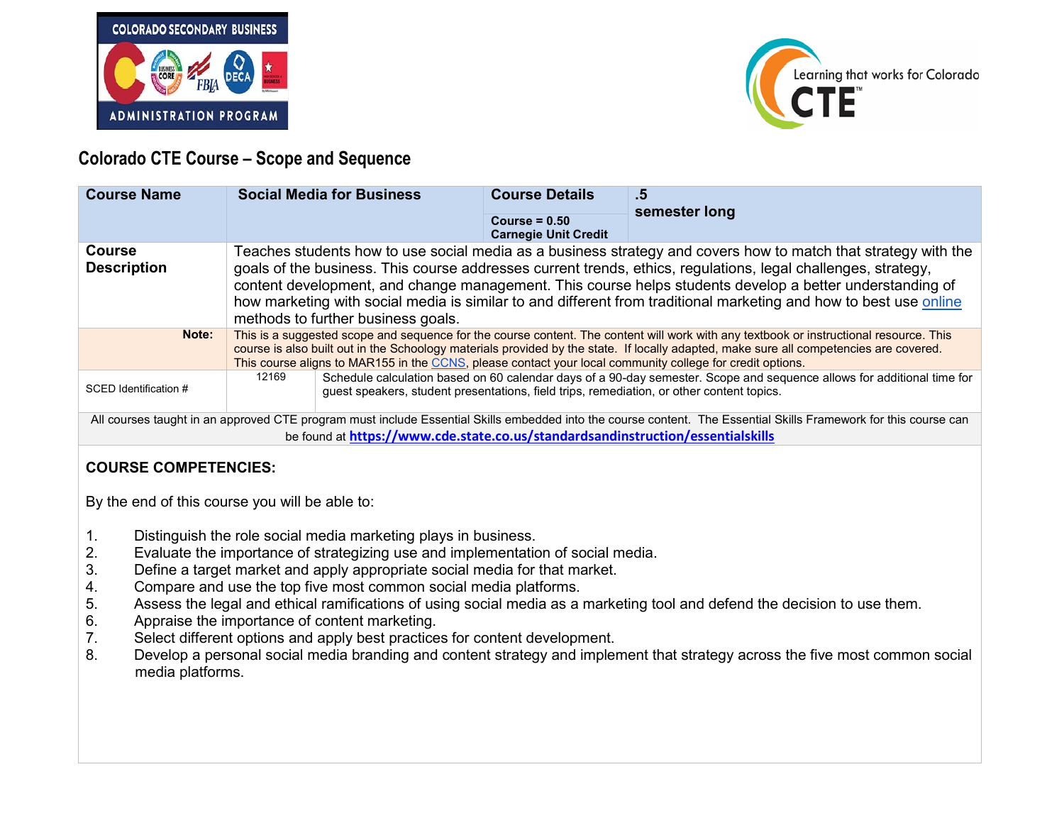# Colorado CTE Course – Scope and Sequence

| Course Name | Social Media for Business | Course Details | .5 semester long |
|---|---|---|---|
| | | Course = 0.50 Carnegie Unit Credit | |
| **Course Description** | Teaches students how to use social media as a business strategy and covers how to match that strategy with the goals of the business. This course addresses current trends, ethics, regulations, legal challenges, strategy, content development, and change management. This course helps students develop a better understanding of how marketing with social media is similar to and different from traditional marketing and how to best use online methods to further business goals. | | |
| **Note:** | This is a suggested scope and sequence for the course content. The content will work with any textbook or instructional resource. This course is also built out in the Schoology materials provided by the state. If locally adapted, make sure all competencies are covered. This course aligns to MAR155 in the CCNS, please contact your local community college for credit options. | | |
| SCED Identification # | 12169 | Schedule calculation based on 60 calendar days of a 90-day semester. Scope and sequence allows for additional time for guest speakers, student presentations, field trips, remediation, or other content topics. | |

All courses taught in an approved CTE program must include Essential Skills embedded into the course content. The Essential Skills Framework for this course can be found at **https://www.cde.state.co.us/standardsandinstruction/essentialskills**

## COURSE COMPETENCIES:

By the end of this course you will be able to:

1. Distinguish the role social media marketing plays in business.
2. Evaluate the importance of strategizing use and implementation of social media.
3. Define a target market and apply appropriate social media for that market.
4. Compare and use the top five most common social media platforms.
5. Assess the legal and ethical ramifications of using social media as a marketing tool and defend the decision to use them.
6. Appraise the importance of content marketing.
7. Select different options and apply best practices for content development.
8. Develop a personal social media branding and content strategy and implement that strategy across the five most common social media platforms.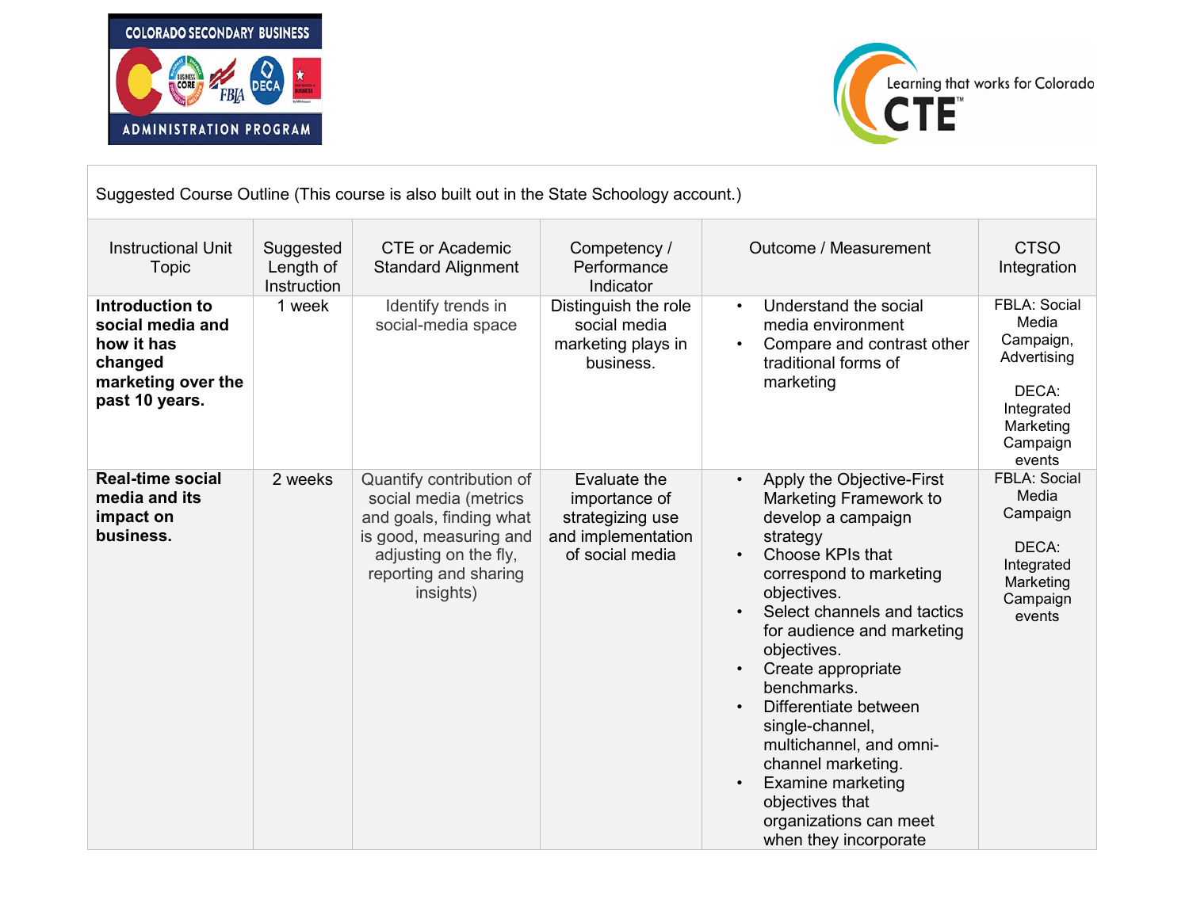| Suggested Course Outline (This course is also built out in the State Schoology account.) | | | | | |
|---|---|---|---|---|---|
| Instructional Unit Topic | Suggested Length of Instruction | CTE or Academic Standard Alignment | Competency / Performance Indicator | Outcome / Measurement | CTSO Integration |
| **Introduction to social media and how it has changed marketing over the past 10 years.** | 1 week | Identify trends in social-media space | Distinguish the role social media marketing plays in business. | • Understand the social media environment<br>• Compare and contrast other traditional forms of marketing | FBLA: Social Media Campaign, Advertising<br><br>DECA: Integrated Marketing Campaign events |
| **Real-time social media and its impact on business.** | 2 weeks | Quantify contribution of social media (metrics and goals, finding what is good, measuring and adjusting on the fly, reporting and sharing insights) | Evaluate the importance of strategizing use and implementation of social media | • Apply the Objective-First Marketing Framework to develop a campaign strategy<br>• Choose KPIs that correspond to marketing objectives.<br>• Select channels and tactics for audience and marketing objectives.<br>• Create appropriate benchmarks.<br>• Differentiate between single-channel, multichannel, and omni-channel marketing.<br>• Examine marketing objectives that organizations can meet when they incorporate | FBLA: Social Media Campaign<br><br>DECA: Integrated Marketing Campaign events |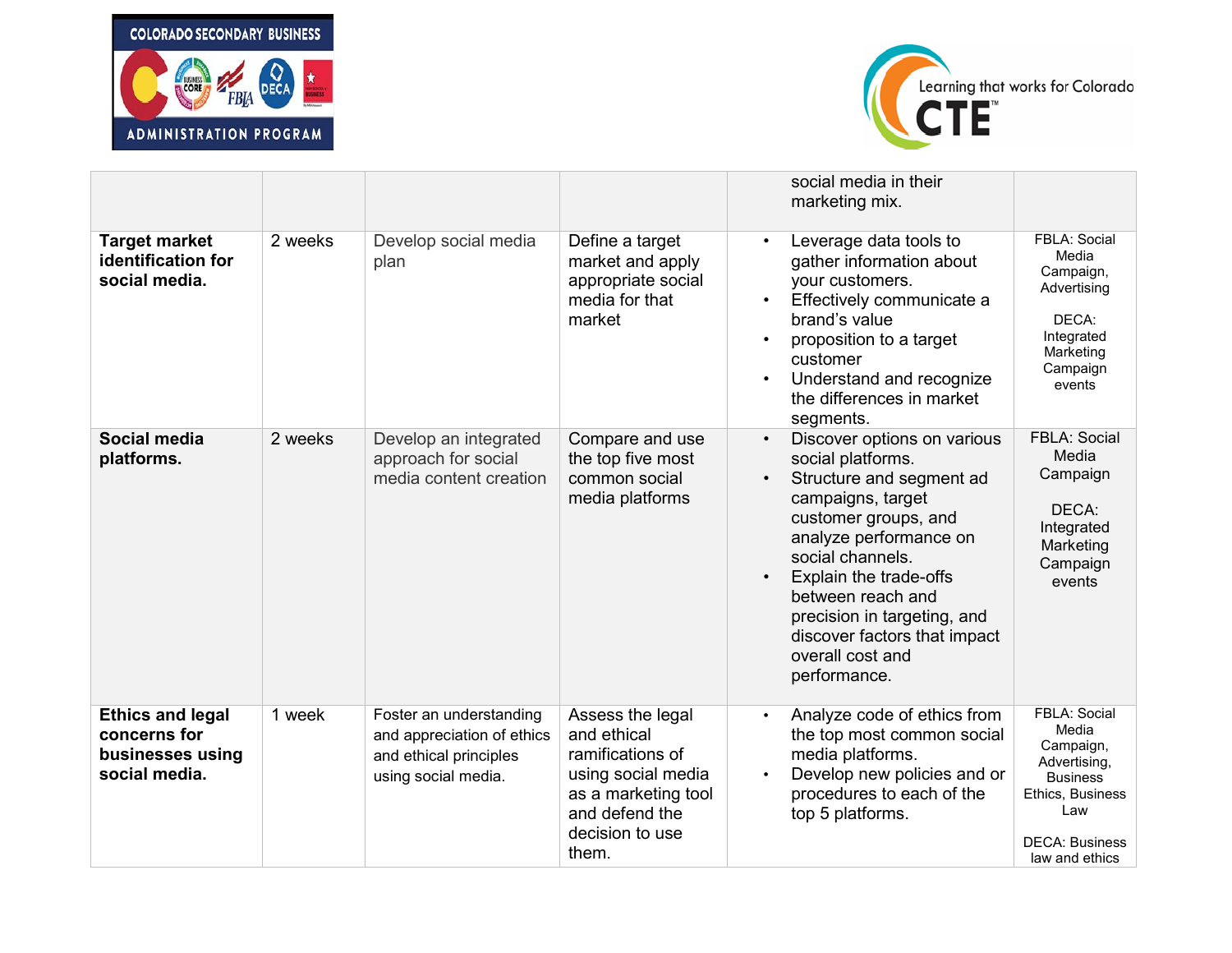| | | | | | |
|---|---|---|---|---|---|
| | | | | social media in their marketing mix. | |
| **Target market identification for social media.** | 2 weeks | Develop social media plan | Define a target market and apply appropriate social media for that market | • Leverage data tools to gather information about your customers.<br>• Effectively communicate a brand's value<br>• proposition to a target customer<br>• Understand and recognize the differences in market segments. | FBLA: Social Media Campaign, Advertising<br><br>DECA: Integrated Marketing Campaign events |
| **Social media platforms.** | 2 weeks | Develop an integrated approach for social media content creation | Compare and use the top five most common social media platforms | • Discover options on various social platforms.<br>• Structure and segment ad campaigns, target customer groups, and analyze performance on social channels.<br>• Explain the trade-offs between reach and precision in targeting, and discover factors that impact overall cost and performance. | FBLA: Social Media Campaign<br><br>DECA: Integrated Marketing Campaign events |
| **Ethics and legal concerns for businesses using social media.** | 1 week | Foster an understanding and appreciation of ethics and ethical principles using social media. | Assess the legal and ethical ramifications of using social media as a marketing tool and defend the decision to use them. | • Analyze code of ethics from the top most common social media platforms.<br>• Develop new policies and or procedures to each of the top 5 platforms. | FBLA: Social Media Campaign, Advertising, Business Ethics, Business Law<br><br>DECA: Business law and ethics |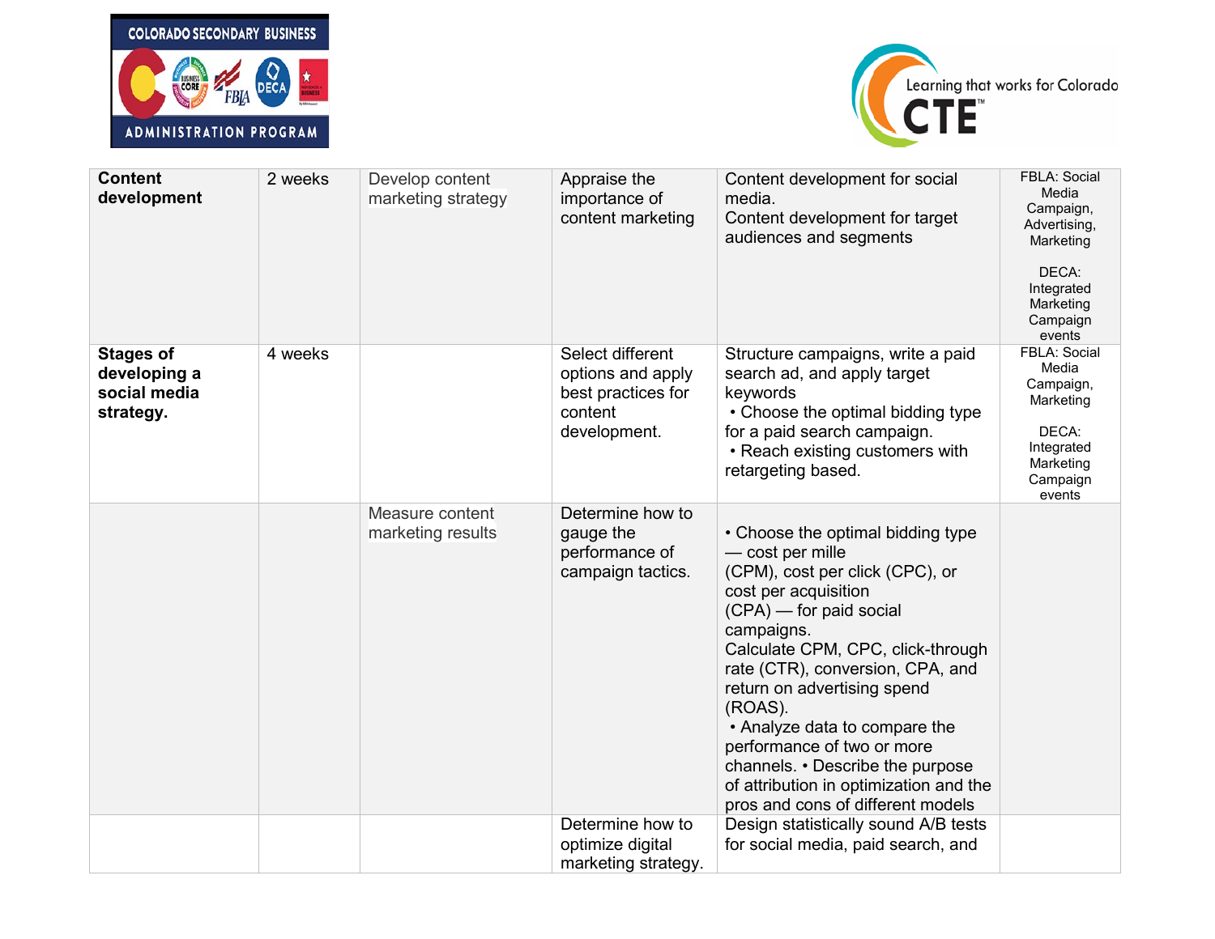| **Content development** | 2 weeks | Develop content marketing strategy | Appraise the importance of content marketing | Content development for social media.<br>Content development for target audiences and segments | FBLA: Social Media Campaign, Advertising, Marketing<br><br>DECA: Integrated Marketing Campaign events |
|---|---|---|---|---|---|
| **Stages of developing a social media strategy.** | 4 weeks | | Select different options and apply best practices for content development. | Structure campaigns, write a paid search ad, and apply target keywords<br>• Choose the optimal bidding type for a paid search campaign.<br>• Reach existing customers with retargeting based. | FBLA: Social Media Campaign, Marketing<br><br>DECA: Integrated Marketing Campaign events |
| | | Measure content marketing results | Determine how to gauge the performance of campaign tactics. | • Choose the optimal bidding type — cost per mille (CPM), cost per click (CPC), or cost per acquisition (CPA) — for paid social campaigns.<br>Calculate CPM, CPC, click-through rate (CTR), conversion, CPA, and return on advertising spend (ROAS).<br>• Analyze data to compare the performance of two or more channels. • Describe the purpose of attribution in optimization and the pros and cons of different models | |
| | | | Determine how to optimize digital marketing strategy. | Design statistically sound A/B tests for social media, paid search, and | |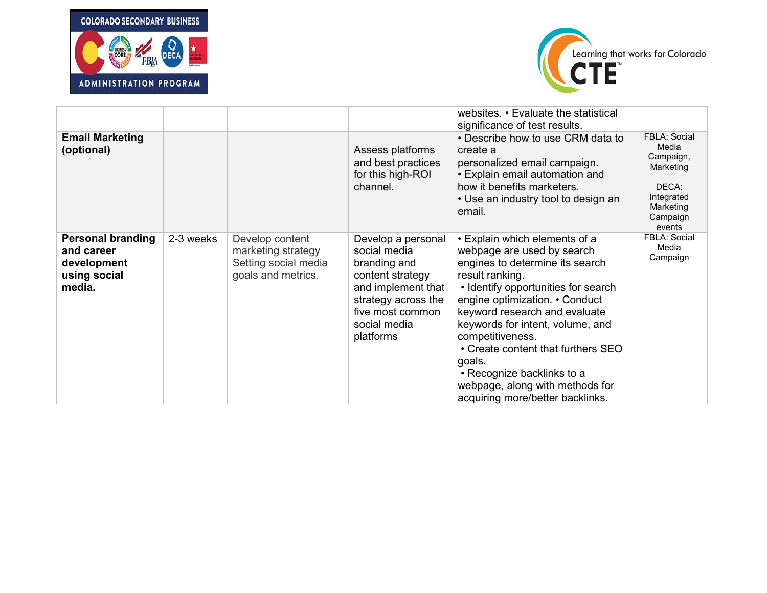| | | | | | |
|---|---|---|---|---|---|
| | | | | websites. • Evaluate the statistical significance of test results. | |
| **Email Marketing (optional)** | | | Assess platforms and best practices for this high-ROI channel. | • Describe how to use CRM data to create a personalized email campaign.<br>• Explain email automation and how it benefits marketers.<br>• Use an industry tool to design an email. | FBLA: Social Media Campaign, Marketing<br><br>DECA: Integrated Marketing Campaign events |
| **Personal branding and career development using social media.** | 2-3 weeks | Develop content marketing strategy Setting social media goals and metrics. | Develop a personal social media branding and content strategy and implement that strategy across the five most common social media platforms | • Explain which elements of a webpage are used by search engines to determine its search result ranking.<br>• Identify opportunities for search engine optimization. • Conduct keyword research and evaluate keywords for intent, volume, and competitiveness.<br>• Create content that furthers SEO goals.<br>• Recognize backlinks to a webpage, along with methods for acquiring more/better backlinks. | FBLA: Social Media Campaign |